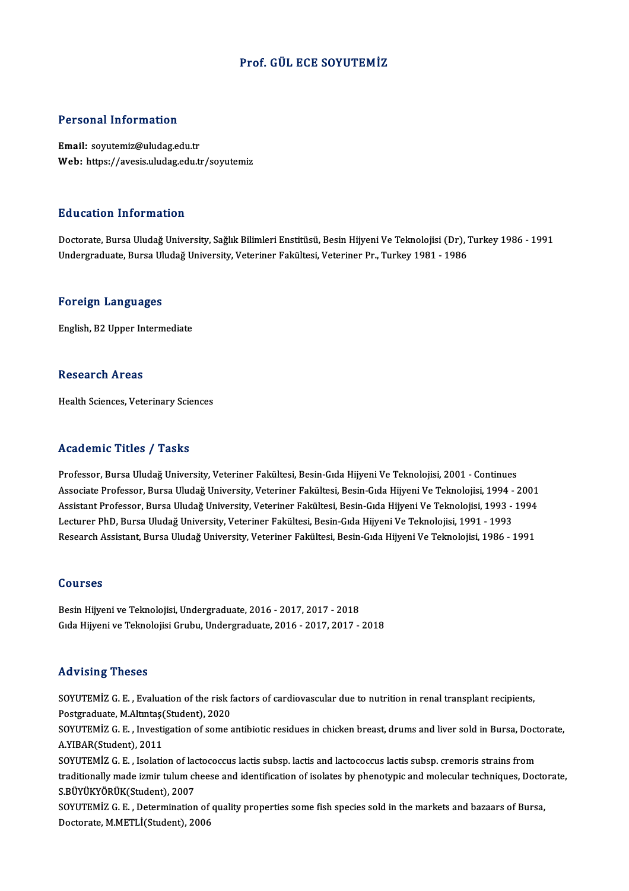# Prof. GÜL ECE SOYUTEMİZ

## Personal Information

**Email:** soyutemiz@uludag.edu.tr
**Web:** https://avesis.uludag.edu.tr/soyutemiz

## Education Information

Doctorate, Bursa Uludağ University, Sağlık Bilimleri Enstitüsü, Besin Hijyeni Ve Teknolojisi (Dr), Turkey 1986 - 1991
Undergraduate, Bursa Uludağ University, Veteriner Fakültesi, Veteriner Pr., Turkey 1981 - 1986

## Foreign Languages

English, B2 Upper Intermediate

## Research Areas

Health Sciences, Veterinary Sciences

## Academic Titles / Tasks

Professor, Bursa Uludağ University, Veteriner Fakültesi, Besin-Gıda Hijyeni Ve Teknolojisi, 2001 - Continues
Associate Professor, Bursa Uludağ University, Veteriner Fakültesi, Besin-Gıda Hijyeni Ve Teknolojisi, 1994 - 2001
Assistant Professor, Bursa Uludağ University, Veteriner Fakültesi, Besin-Gıda Hijyeni Ve Teknolojisi, 1993 - 1994
Lecturer PhD, Bursa Uludağ University, Veteriner Fakültesi, Besin-Gıda Hijyeni Ve Teknolojisi, 1991 - 1993
Research Assistant, Bursa Uludağ University, Veteriner Fakültesi, Besin-Gıda Hijyeni Ve Teknolojisi, 1986 - 1991

## Courses

Besin Hijyeni ve Teknolojisi, Undergraduate, 2016 - 2017, 2017 - 2018
Gıda Hijyeni ve Teknolojisi Grubu, Undergraduate, 2016 - 2017, 2017 - 2018

## Advising Theses

SOYUTEMİZ G. E. , Evaluation of the risk factors of cardiovascular due to nutrition in renal transplant recipients, Postgraduate, M.Altıntaş(Student), 2020

SOYUTEMİZ G. E. , Investigation of some antibiotic residues in chicken breast, drums and liver sold in Bursa, Doctorate, A.YIBAR(Student), 2011

SOYUTEMİZ G. E. , Isolation of lactococcus lactis subsp. lactis and lactococcus lactis subsp. cremoris strains from traditionally made izmir tulum cheese and identification of isolates by phenotypic and molecular techniques, Doctorate, S.BÜYÜKYÖRÜK(Student), 2007

SOYUTEMİZ G. E. , Determination of quality properties some fish species sold in the markets and bazaars of Bursa, Doctorate, M.METLİ(Student), 2006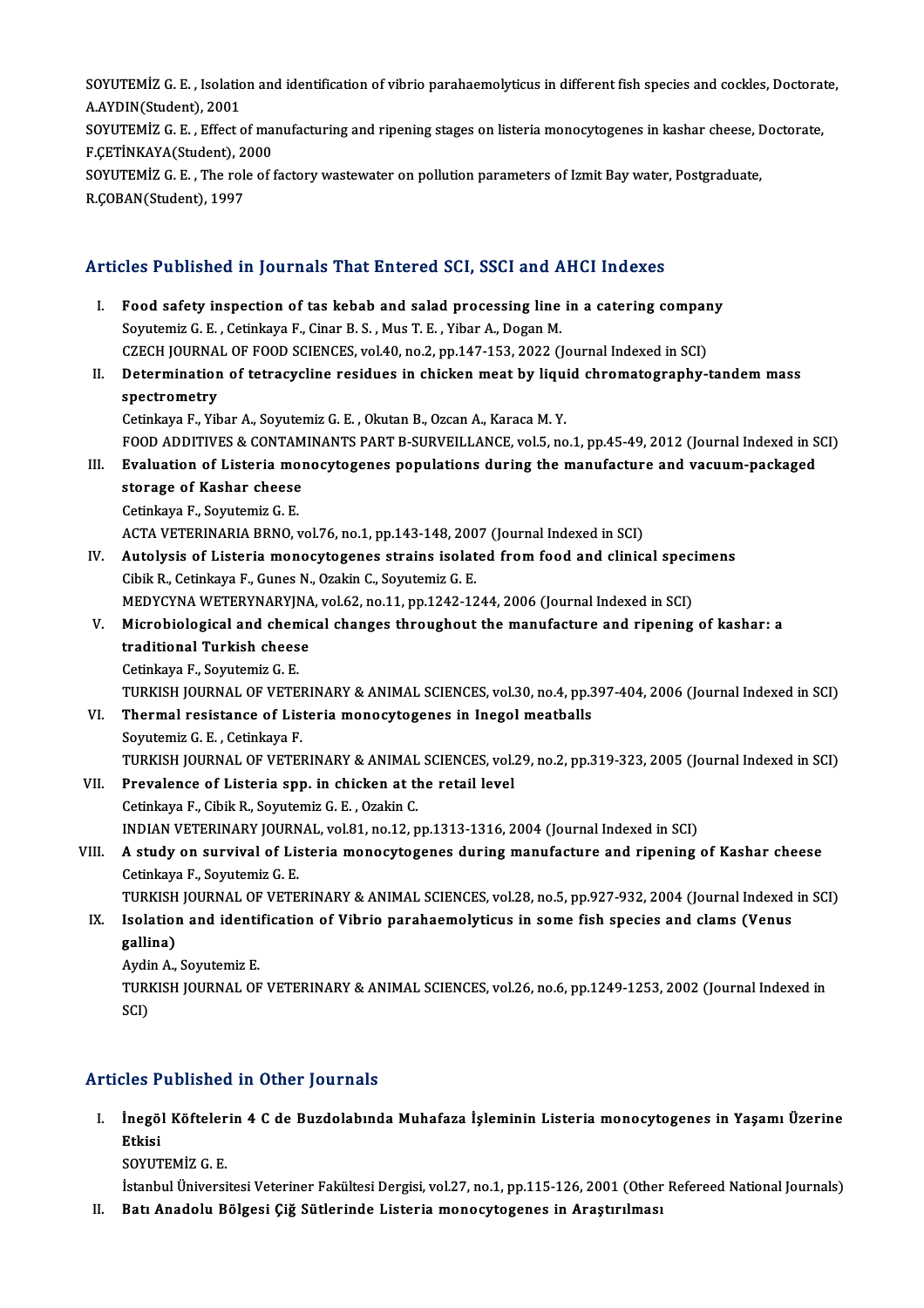SOYUTEMİZ G. E. , Isolation and identification of vibrio parahaemolyticus in different fish species and cockles, Doctorate, A.AYDIN(Student), 2001

SOYUTEMİZ G. E. , Effect of manufacturing and ripening stages on listeria monocytogenes in kashar cheese, Doctorate, F.ÇETİNKAYA(Student), 2000

SOYUTEMİZ G. E. , The role of factory wastewater on pollution parameters of Izmit Bay water, Postgraduate, R.ÇOBAN(Student), 1997

## Articles Published in Journals That Entered SCI, SSCI and AHCI Indexes

I. **Food safety inspection of tas kebab and salad processing line in a catering company**
   Soyutemiz G. E. , Cetinkaya F., Cinar B. S. , Mus T. E. , Yibar A., Dogan M.
   CZECH JOURNAL OF FOOD SCIENCES, vol.40, no.2, pp.147-153, 2022 (Journal Indexed in SCI)

II. **Determination of tetracycline residues in chicken meat by liquid chromatography-tandem mass spectrometry**
   Cetinkaya F., Yibar A., Soyutemiz G. E. , Okutan B., Ozcan A., Karaca M. Y.
   FOOD ADDITIVES & CONTAMINANTS PART B-SURVEILLANCE, vol.5, no.1, pp.45-49, 2012 (Journal Indexed in SCI)

III. **Evaluation of Listeria monocytogenes populations during the manufacture and vacuum-packaged storage of Kashar cheese**
   Cetinkaya F., Soyutemiz G. E.
   ACTA VETERINARIA BRNO, vol.76, no.1, pp.143-148, 2007 (Journal Indexed in SCI)

IV. **Autolysis of Listeria monocytogenes strains isolated from food and clinical specimens**
   Cibik R., Cetinkaya F., Gunes N., Ozakin C., Soyutemiz G. E.
   MEDYCYNA WETERYNARYJNA, vol.62, no.11, pp.1242-1244, 2006 (Journal Indexed in SCI)

V. **Microbiological and chemical changes throughout the manufacture and ripening of kashar: a traditional Turkish cheese**
   Cetinkaya F., Soyutemiz G. E.
   TURKISH JOURNAL OF VETERINARY & ANIMAL SCIENCES, vol.30, no.4, pp.397-404, 2006 (Journal Indexed in SCI)

VI. **Thermal resistance of Listeria monocytogenes in Inegol meatballs**
   Soyutemiz G. E. , Cetinkaya F.
   TURKISH JOURNAL OF VETERINARY & ANIMAL SCIENCES, vol.29, no.2, pp.319-323, 2005 (Journal Indexed in SCI)

VII. **Prevalence of Listeria spp. in chicken at the retail level**
   Cetinkaya F., Cibik R., Soyutemiz G. E. , Ozakin C.
   INDIAN VETERINARY JOURNAL, vol.81, no.12, pp.1313-1316, 2004 (Journal Indexed in SCI)

VIII. **A study on survival of Listeria monocytogenes during manufacture and ripening of Kashar cheese**
   Cetinkaya F., Soyutemiz G. E.
   TURKISH JOURNAL OF VETERINARY & ANIMAL SCIENCES, vol.28, no.5, pp.927-932, 2004 (Journal Indexed in SCI)

IX. **Isolation and identification of Vibrio parahaemolyticus in some fish species and clams (Venus gallina)**
   Aydin A., Soyutemiz E.
   TURKISH JOURNAL OF VETERINARY & ANIMAL SCIENCES, vol.26, no.6, pp.1249-1253, 2002 (Journal Indexed in SCI)

## Articles Published in Other Journals

I. **İnegöl Köftelerin 4 C de Buzdolabında Muhafaza İşleminin Listeria monocytogenes in Yaşamı Üzerine Etkisi**
   SOYUTEMİZ G. E.
   İstanbul Üniversitesi Veteriner Fakültesi Dergisi, vol.27, no.1, pp.115-126, 2001 (Other Refereed National Journals)

II. **Batı Anadolu Bölgesi Çiğ Sütlerinde Listeria monocytogenes in Araştırılması**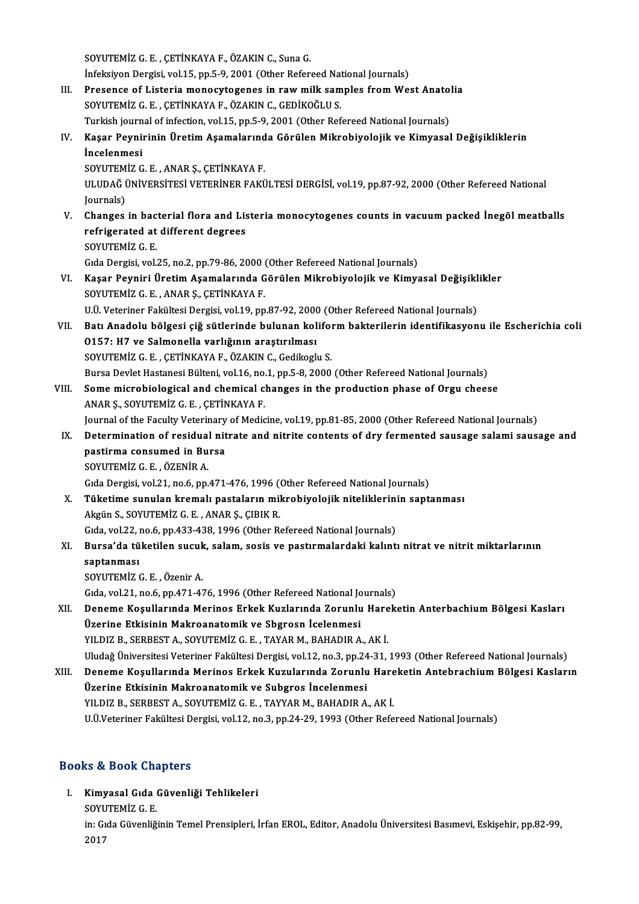SOYUTEMİZ G. E. , ÇETİNKAYA F., ÖZAKIN C., Suna G.
İnfeksiyon Dergisi, vol.15, pp.5-9, 2001 (Other Refereed National Journals)

III. **Presence of Listeria monocytogenes in raw milk samples from West Anatolia**
SOYUTEMİZ G. E. , ÇETİNKAYA F., ÖZAKIN C., GEDİKOĞLU S.
Turkish journal of infection, vol.15, pp.5-9, 2001 (Other Refereed National Journals)

IV. **Kaşar Peynirinin Üretim Aşamalarında Görülen Mikrobiyolojik ve Kimyasal Değişikliklerin İncelenmesi**
SOYUTEMİZ G. E. , ANAR Ş., ÇETİNKAYA F.
ULUDAĞ ÜNİVERSİTESİ VETERİNER FAKÜLTESİ DERGİSİ, vol.19, pp.87-92, 2000 (Other Refereed National Journals)

V. **Changes in bacterial flora and Listeria monocytogenes counts in vacuum packed İnegöl meatballs refrigerated at different degrees**
SOYUTEMİZ G. E.
Gıda Dergisi, vol.25, no.2, pp.79-86, 2000 (Other Refereed National Journals)

VI. **Kaşar Peyniri Üretim Aşamalarında Görülen Mikrobiyolojik ve Kimyasal Değişiklikler**
SOYUTEMİZ G. E. , ANAR Ş., ÇETİNKAYA F.
U.Ü. Veteriner Fakültesi Dergisi, vol.19, pp.87-92, 2000 (Other Refereed National Journals)

VII. **Batı Anadolu bölgesi çiğ sütlerinde bulunan koliform bakterilerin identifikasyonu ile Escherichia coli O157: H7 ve Salmonella varlığının araştırılması**
SOYUTEMİZ G. E. , ÇETİNKAYA F., ÖZAKIN C., Gedikoglu S.
Bursa Devlet Hastanesi Bülteni, vol.16, no.1, pp.5-8, 2000 (Other Refereed National Journals)

VIII. **Some microbiological and chemical changes in the production phase of Orgu cheese**
ANAR Ş., SOYUTEMİZ G. E. , ÇETİNKAYA F.
Journal of the Faculty Veterinary of Medicine, vol.19, pp.81-85, 2000 (Other Refereed National Journals)

IX. **Determination of residual nitrate and nitrite contents of dry fermented sausage salami sausage and pastirma consumed in Bursa**
SOYUTEMİZ G. E. , ÖZENİR A.
Gıda Dergisi, vol.21, no.6, pp.471-476, 1996 (Other Refereed National Journals)

X. **Tüketime sunulan kremalı pastaların mikrobiyolojik niteliklerinin saptanması**
Akgün S., SOYUTEMİZ G. E. , ANAR Ş., ÇIBIK R.
Gıda, vol.22, no.6, pp.433-438, 1996 (Other Refereed National Journals)

XI. **Bursa'da tüketilen sucuk, salam, sosis ve pastırmalardaki kalıntı nitrat ve nitrit miktarlarının saptanması**
SOYUTEMİZ G. E. , Özenir A.
Gıda, vol.21, no.6, pp.471-476, 1996 (Other Refereed National Journals)

XII. **Deneme Koşullarında Merinos Erkek Kuzlarında Zorunlu Hareketin Anterbachium Bölgesi Kasları Üzerine Etkisinin Makroanatomik ve Sbgrosn İcelenmesi**
YILDIZ B., SERBEST A., SOYUTEMİZ G. E. , TAYAR M., BAHADIR A., AK İ.
Uludağ Üniversitesi Veteriner Fakültesi Dergisi, vol.12, no.3, pp.24-31, 1993 (Other Refereed National Journals)

XIII. **Deneme Koşullarında Merinos Erkek Kuzularında Zorunlu Hareketin Antebrachium Bölgesi Kasların Üzerine Etkisinin Makroanatomik ve Subgros İncelenmesi**
YILDIZ B., SERBEST A., SOYUTEMİZ G. E. , TAYYAR M., BAHADIR A., AK İ.
U.Ü.Veteriner Fakültesi Dergisi, vol.12, no.3, pp.24-29, 1993 (Other Refereed National Journals)

## Books & Book Chapters

I. **Kimyasal Gıda Güvenliği Tehlikeleri**
SOYUTEMİZ G. E.
in: Gıda Güvenliğinin Temel Prensipleri, İrfan EROL, Editor, Anadolu Üniversitesi Basımevi, Eskişehir, pp.82-99, 2017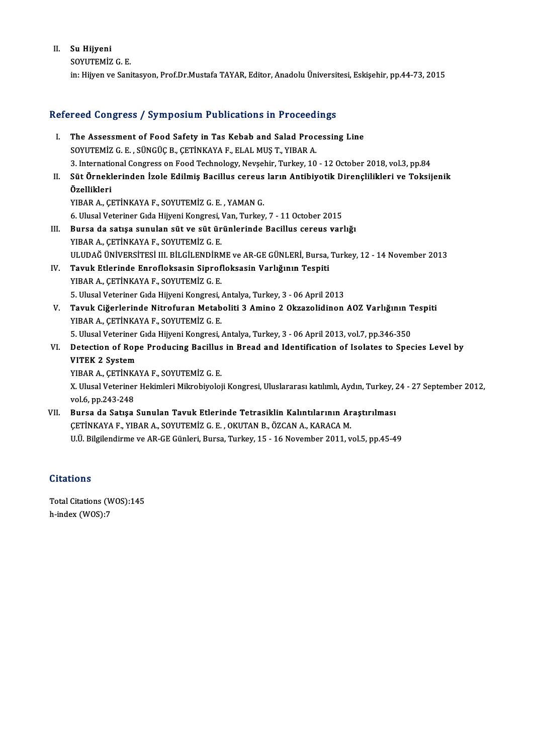II. **Su Hijyeni**
SOYUTEMİZ G. E.
in: Hijyen ve Sanitasyon, Prof.Dr.Mustafa TAYAR, Editor, Anadolu Üniversitesi, Eskişehir, pp.44-73, 2015

## Refereed Congress / Symposium Publications in Proceedings

I. **The Assessment of Food Safety in Tas Kebab and Salad Processing Line**
SOYUTEMİZ G. E. , SÜNGÜÇ B., ÇETİNKAYA F., ELAL MUŞ T., YIBAR A.
3. International Congress on Food Technology, Nevşehir, Turkey, 10 - 12 October 2018, vol.3, pp.84

II. **Süt Örneklerinden İzole Edilmiş Bacillus cereus ların Antibiyotik Dirençlilikleri ve Toksijenik Özellikleri**
YIBAR A., ÇETİNKAYA F., SOYUTEMİZ G. E. , YAMAN G.
6. Ulusal Veteriner Gıda Hijyeni Kongresi, Van, Turkey, 7 - 11 October 2015

III. **Bursa da satışa sunulan süt ve süt ürünlerinde Bacillus cereus varlığı**
YIBAR A., ÇETİNKAYA F., SOYUTEMİZ G. E.
ULUDAĞ ÜNİVERSİTESİ III. BİLGİLENDİRME ve AR-GE GÜNLERİ, Bursa, Turkey, 12 - 14 November 2013

IV. **Tavuk Etlerinde Enrofloksasin Siprofloksasin Varlığının Tespiti**
YIBAR A., ÇETİNKAYA F., SOYUTEMİZ G. E.
5. Ulusal Veteriner Gıda Hijyeni Kongresi, Antalya, Turkey, 3 - 06 April 2013

V. **Tavuk Ciğerlerinde Nitrofuran Metaboliti 3 Amino 2 Okzazolidinon AOZ Varlığının Tespiti**
YIBAR A., ÇETİNKAYA F., SOYUTEMİZ G. E.
5. Ulusal Veteriner Gıda Hijyeni Kongresi, Antalya, Turkey, 3 - 06 April 2013, vol.7, pp.346-350

VI. **Detection of Rope Producing Bacillus in Bread and Identification of Isolates to Species Level by VITEK 2 System**
YIBAR A., ÇETİNKAYA F., SOYUTEMİZ G. E.
X. Ulusal Veteriner Hekimleri Mikrobiyoloji Kongresi, Uluslararası katılımlı, Aydın, Turkey, 24 - 27 September 2012, vol.6, pp.243-248

VII. **Bursa da Satışa Sunulan Tavuk Etlerinde Tetrasiklin Kalıntılarının Araştırılması**
ÇETİNKAYA F., YIBAR A., SOYUTEMİZ G. E. , OKUTAN B., ÖZCAN A., KARACA M.
U.Ü. Bilgilendirme ve AR-GE Günleri, Bursa, Turkey, 15 - 16 November 2011, vol.5, pp.45-49

## Citations

Total Citations (WOS):145
h-index (WOS):7